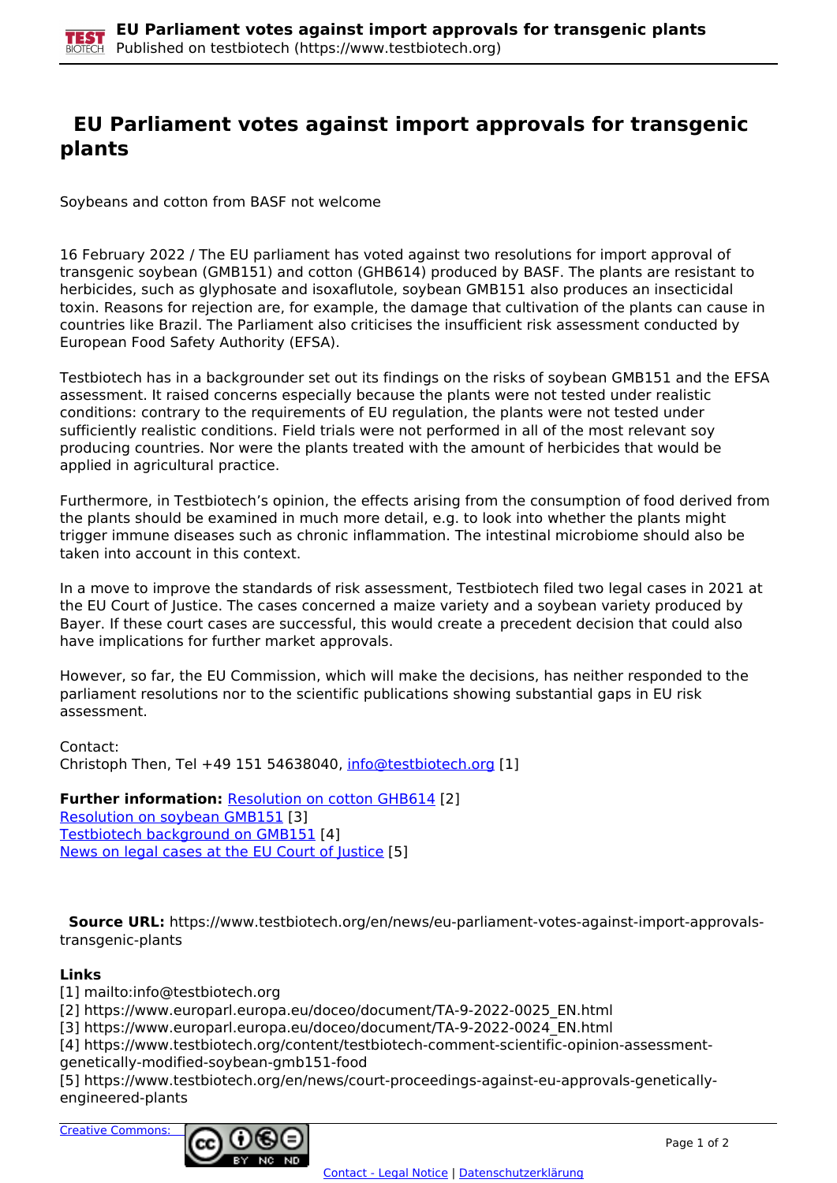# EU Parliament votes against import approvals for transgenic plants

Soybeans and cotton from BASF not welcome

16 February 2022 / The EU parliament has voted against two resolutions for import approval of transgenic soybean (GMB151) and cotton (GHB614) produced by BASF. The plants are resistant to herbicides, such as glyphosate and isoxaflutole, soybean GMB151 also produces an insecticidal toxin. Reasons for rejection are, for example, the damage that cultivation of the plants can cause in countries like Brazil. The Parliament also criticises the insufficient risk assessment conducted by European Food Safety Authority (EFSA).

Testbiotech has in a backgrounder set out its findings on the risks of soybean GMB151 and the EFSA assessment. It raised concerns especially because the plants were not tested under realistic conditions: contrary to the requirements of EU regulation, the plants were not tested under sufficiently realistic conditions. Field trials were not performed in all of the most relevant soy producing countries. Nor were the plants treated with the amount of herbicides that would be applied in agricultural practice.

Furthermore, in Testbiotech's opinion, the effects arising from the consumption of food derived from the plants should be examined in much more detail, e.g. to look into whether the plants might trigger immune diseases such as chronic inflammation. The intestinal microbiome should also be taken into account in this context.

In a move to improve the standards of risk assessment, Testbiotech filed two legal cases in 2021 at the EU Court of Justice. The cases concerned a maize variety and a soybean variety produced by Bayer. If these court cases are successful, this would create a precedent decision that could also have implications for further market approvals.

However, so far, the EU Commission, which will make the decisions, has neither responded to the parliament resolutions nor to the scientific publications showing substantial gaps in EU risk assessment.

Contact:
Christoph Then, Tel +49 151 54638040, info@testbiotech.org [1]

**Further information:** Resolution on cotton GHB614 [2]
Resolution on soybean GMB151 [3]
Testbiotech background on GMB151 [4]
News on legal cases at the EU Court of Justice [5]

**Source URL:** https://www.testbiotech.org/en/news/eu-parliament-votes-against-import-approvals-transgenic-plants

**Links**
[1] mailto:info@testbiotech.org
[2] https://www.europarl.europa.eu/doceo/document/TA-9-2022-0025_EN.html
[3] https://www.europarl.europa.eu/doceo/document/TA-9-2022-0024_EN.html
[4] https://www.testbiotech.org/content/testbiotech-comment-scientific-opinion-assessment-genetically-modified-soybean-gmb151-food
[5] https://www.testbiotech.org/en/news/court-proceedings-against-eu-approvals-genetically-engineered-plants